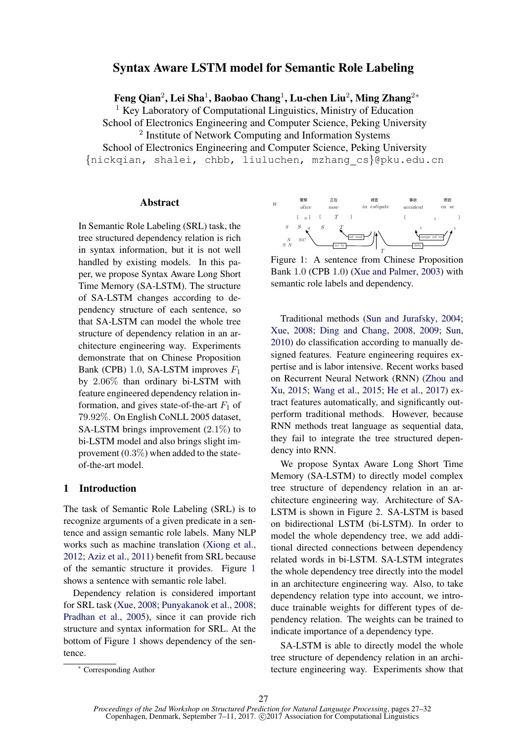# Syntax Aware LSTM model for Semantic Role Labeling

**Feng Qian[2], Lei Sha[1], Baobao Chang[1], Lu-chen Liu[2], Ming Zhang[2*]**

[1] Key Laboratory of Computational Linguistics, Ministry of Education
School of Electronics Engineering and Computer Science, Peking University
[2] Institute of Network Computing and Information Systems
School of Electronics Engineering and Computer Science, Peking University
{nickqian, shalei, chbb, liuluchen, mzhang_cs}@pku.edu.cn

## Abstract

In Semantic Role Labeling (SRL) task, the tree structured dependency relation is rich in syntax information, but it is not well handled by existing models. In this paper, we propose Syntax Aware Long Short Time Memory (SA-LSTM). The structure of SA-LSTM changes according to dependency structure of each sentence, so that SA-LSTM can model the whole tree structure of dependency relation in an architecture engineering way. Experiments demonstrate that on Chinese Proposition Bank (CPB) 1.0, SA-LSTM improves $F_1$ by 2.06% than ordinary bi-LSTM with feature engineered dependency relation information, and gives state-of-the-art $F_1$ of 79.92%. On English CoNLL 2005 dataset, SA-LSTM brings improvement (2.1%) to bi-LSTM model and also brings slight improvement (0.3%) when added to the state-of-the-art model.

## 1 Introduction

The task of Semantic Role Labeling (SRL) is to recognize arguments of a given predicate in a sentence and assign semantic role labels. Many NLP works such as machine translation (Xiong et al., 2012; Aziz et al., 2011) benefit from SRL because of the semantic structure it provides. Figure 1 shows a sentence with semantic role label.

Dependency relation is considered important for SRL task (Xue, 2008; Punyakanok et al., 2008; Pradhan et al., 2005), since it can provide rich structure and syntax information for SRL. At the bottom of Figure 1 shows dependency of the sentence.

Figure 1: A sentence from Chinese Proposition Bank 1.0 (CPB 1.0) (Xue and Palmer, 2003) with semantic role labels and dependency.

Traditional methods (Sun and Jurafsky, 2004; Xue, 2008; Ding and Chang, 2008, 2009; Sun, 2010) do classification according to manually designed features. Feature engineering requires expertise and is labor intensive. Recent works based on Recurrent Neural Network (RNN) (Zhou and Xu, 2015; Wang et al., 2015; He et al., 2017) extract features automatically, and significantly outperform traditional methods. However, because RNN methods treat language as sequential data, they fail to integrate the tree structured dependency into RNN.

We propose Syntax Aware Long Short Time Memory (SA-LSTM) to directly model complex tree structure of dependency relation in an architecture engineering way. Architecture of SA-LSTM is shown in Figure 2. SA-LSTM is based on bidirectional LSTM (bi-LSTM). In order to model the whole dependency tree, we add additional directed connections between dependency related words in bi-LSTM. SA-LSTM integrates the whole dependency tree directly into the model in an architecture engineering way. Also, to take dependency relation type into account, we introduce trainable weights for different types of dependency relation. The weights can be trained to indicate importance of a dependency type.

SA-LSTM is able to directly model the whole tree structure of dependency relation in an architecture engineering way. Experiments show that

[*] Corresponding Author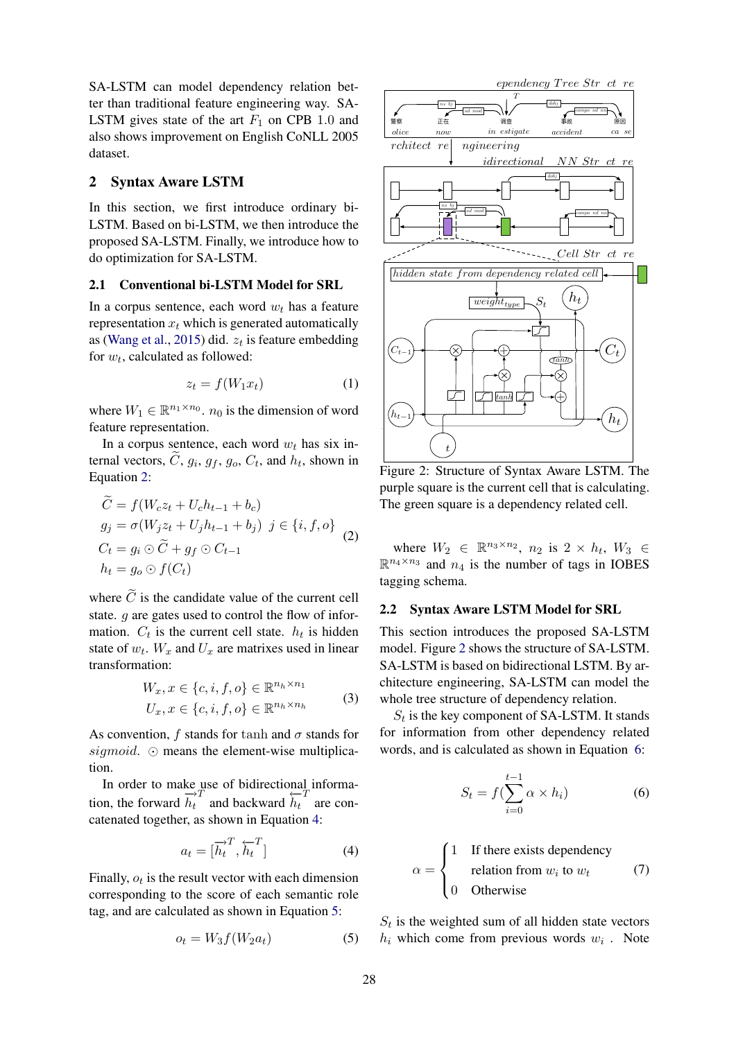SA-LSTM can model dependency relation better than traditional feature engineering way. SA-LSTM gives state of the art $F_1$ on CPB 1.0 and also shows improvement on English CoNLL 2005 dataset.

## 2 Syntax Aware LSTM

In this section, we first introduce ordinary bi-LSTM. Based on bi-LSTM, we then introduce the proposed SA-LSTM. Finally, we introduce how to do optimization for SA-LSTM.

### 2.1 Conventional bi-LSTM Model for SRL

In a corpus sentence, each word $w_t$ has a feature representation $x_t$ which is generated automatically as (Wang et al., 2015) did. $z_t$ is feature embedding for $w_t$, calculated as followed:

$$z_t = f(W_1 x_t) \tag{1}$$

where $W_1 \in \mathbb{R}^{n_1 \times n_0}$. $n_0$ is the dimension of word feature representation.

In a corpus sentence, each word $w_t$ has six internal vectors, $\widetilde{C}$, $g_i$, $g_f$, $g_o$, $C_t$, and $h_t$, shown in Equation 2:

$$\begin{aligned}
\widetilde{C} &= f(W_c z_t + U_c h_{t-1} + b_c) \\
g_j &= \sigma(W_j z_t + U_j h_{t-1} + b_j) \;\; j \in \{i, f, o\} \\
C_t &= g_i \odot \widetilde{C} + g_f \odot C_{t-1} \\
h_t &= g_o \odot f(C_t)
\end{aligned} \tag{2}$$

where $\widetilde{C}$ is the candidate value of the current cell state. $g$ are gates used to control the flow of information. $C_t$ is the current cell state. $h_t$ is hidden state of $w_t$. $W_x$ and $U_x$ are matrixes used in linear transformation:

$$\begin{aligned}
W_x, x \in \{c, i, f, o\} \in \mathbb{R}^{n_h \times n_1} \\
U_x, x \in \{c, i, f, o\} \in \mathbb{R}^{n_h \times n_h}
\end{aligned} \tag{3}$$

As convention, $f$ stands for $\tanh$ and $\sigma$ stands for $sigmoid$. $\odot$ means the element-wise multiplication.

In order to make use of bidirectional information, the forward $\overrightarrow{h_t}^T$ and backward $\overleftarrow{h_t}^T$ are concatenated together, as shown in Equation 4:

$$a_t = [\overrightarrow{h_t}^T, \overleftarrow{h_t}^T] \tag{4}$$

Finally, $o_t$ is the result vector with each dimension corresponding to the score of each semantic role tag, and are calculated as shown in Equation 5:

$$o_t = W_3 f(W_2 a_t) \tag{5}$$

Figure 2: Structure of Syntax Aware LSTM. The purple square is the current cell that is calculating. The green square is a dependency related cell.

where $W_2 \in \mathbb{R}^{n_3 \times n_2}$, $n_2$ is $2 \times h_t$, $W_3 \in \mathbb{R}^{n_4 \times n_3}$ and $n_4$ is the number of tags in IOBES tagging schema.

### 2.2 Syntax Aware LSTM Model for SRL

This section introduces the proposed SA-LSTM model. Figure 2 shows the structure of SA-LSTM. SA-LSTM is based on bidirectional LSTM. By architecture engineering, SA-LSTM can model the whole tree structure of dependency relation.

$S_t$ is the key component of SA-LSTM. It stands for information from other dependency related words, and is calculated as shown in Equation 6:

$$S_t = f(\sum_{i=0}^{t-1} \alpha \times h_i) \tag{6}$$

$$\alpha = \begin{cases} 1 & \text{If there exists dependency} \\ & \text{relation from } w_i \text{ to } w_t \\ 0 & \text{Otherwise} \end{cases} \tag{7}$$

$S_t$ is the weighted sum of all hidden state vectors $h_i$ which come from previous words $w_i$ . Note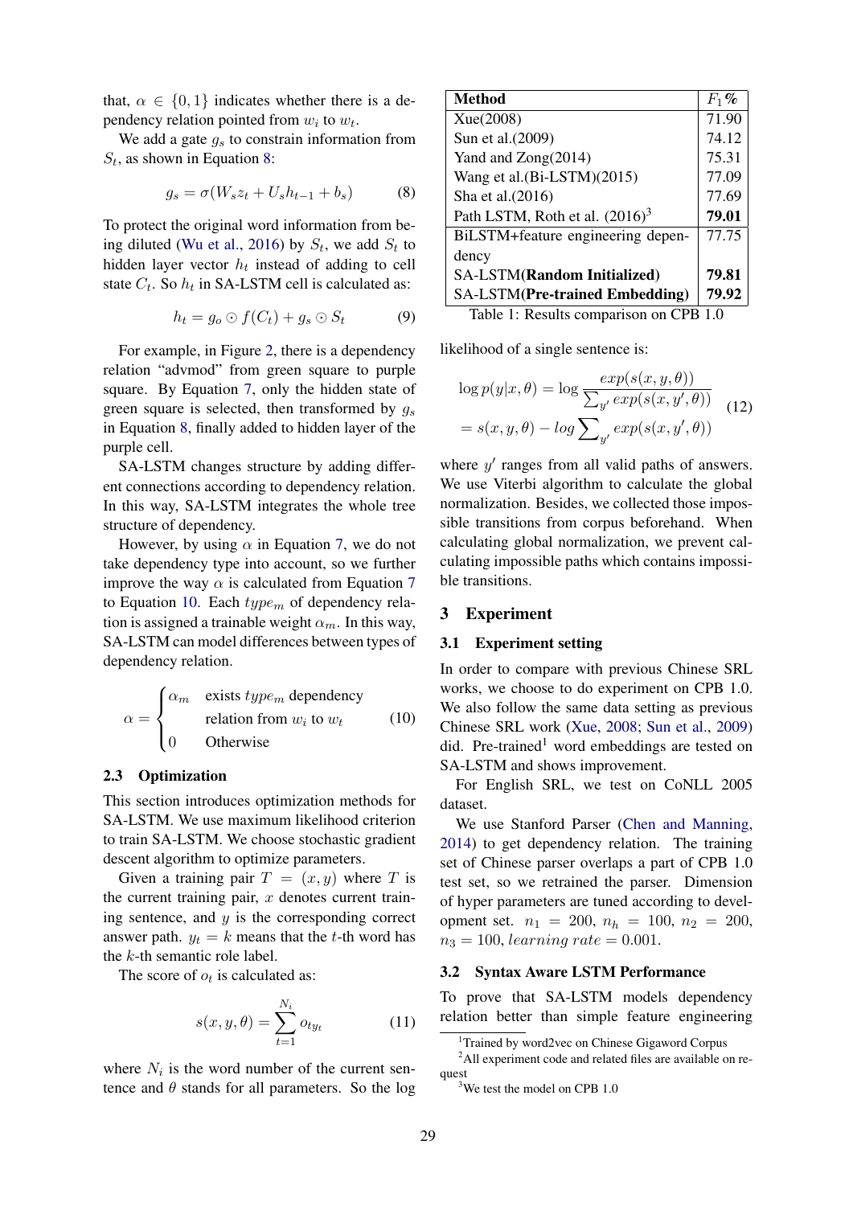that, $\alpha \in \{0, 1\}$ indicates whether there is a dependency relation pointed from $w_i$ to $w_t$.

We add a gate $g_s$ to constrain information from $S_t$, as shown in Equation 8:

$$g_s = \sigma(W_s z_t + U_s h_{t-1} + b_s) \tag{8}$$

To protect the original word information from being diluted (Wu et al., 2016) by $S_t$, we add $S_t$ to hidden layer vector $h_t$ instead of adding to cell state $C_t$. So $h_t$ in SA-LSTM cell is calculated as:

$$h_t = g_o \odot f(C_t) + g_s \odot S_t \tag{9}$$

For example, in Figure 2, there is a dependency relation "advmod" from green square to purple square. By Equation 7, only the hidden state of green square is selected, then transformed by $g_s$ in Equation 8, finally added to hidden layer of the purple cell.

SA-LSTM changes structure by adding different connections according to dependency relation. In this way, SA-LSTM integrates the whole tree structure of dependency.

However, by using $\alpha$ in Equation 7, we do not take dependency type into account, so we further improve the way $\alpha$ is calculated from Equation 7 to Equation 10. Each $type_m$ of dependency relation is assigned a trainable weight $\alpha_m$. In this way, SA-LSTM can model differences between types of dependency relation.

$$\alpha = \begin{cases} \alpha_m & \text{exists } type_m \text{ dependency} \\ & \text{relation from } w_i \text{ to } w_t \\ 0 & \text{Otherwise} \end{cases} \tag{10}$$

### 2.3 Optimization

This section introduces optimization methods for SA-LSTM. We use maximum likelihood criterion to train SA-LSTM. We choose stochastic gradient descent algorithm to optimize parameters.

Given a training pair $T = (x, y)$ where $T$ is the current training pair, $x$ denotes current training sentence, and $y$ is the corresponding correct answer path. $y_t = k$ means that the $t$-th word has the $k$-th semantic role label.

The score of $o_t$ is calculated as:

$$s(x, y, \theta) = \sum_{t=1}^{N_i} o_{ty_t} \tag{11}$$

where $N_i$ is the word number of the current sentence and $\theta$ stands for all parameters. So the log likelihood of a single sentence is:

$$\begin{aligned} \log p(y|x, \theta) &= \log \frac{exp(s(x, y, \theta))}{\sum_{y'} exp(s(x, y', \theta))} \\ &= s(x, y, \theta) - log \sum\nolimits_{y'} exp(s(x, y', \theta)) \end{aligned} \tag{12}$$

where $y'$ ranges from all valid paths of answers. We use Viterbi algorithm to calculate the global normalization. Besides, we collected those impossible transitions from corpus beforehand. When calculating global normalization, we prevent calculating impossible paths which contains impossible transitions.

| Method | $F_1$% |
|---|---|
| Xue(2008) | 71.90 |
| Sun et al.(2009) | 74.12 |
| Yand and Zong(2014) | 75.31 |
| Wang et al.(Bi-LSTM)(2015) | 77.09 |
| Sha et al.(2016) | 77.69 |
| Path LSTM, Roth et al. (2016)[3] | **79.01** |
| BiLSTM+feature engineering dependency | 77.75 |
| SA-LSTM(**Random Initialized**) | **79.81** |
| SA-LSTM(**Pre-trained Embedding**) | **79.92** |

Table 1: Results comparison on CPB 1.0

## 3 Experiment

### 3.1 Experiment setting

In order to compare with previous Chinese SRL works, we choose to do experiment on CPB 1.0. We also follow the same data setting as previous Chinese SRL work (Xue, 2008; Sun et al., 2009) did. Pre-trained[1] word embeddings are tested on SA-LSTM and shows improvement.

For English SRL, we test on CoNLL 2005 dataset.

We use Stanford Parser (Chen and Manning, 2014) to get dependency relation. The training set of Chinese parser overlaps a part of CPB 1.0 test set, so we retrained the parser. Dimension of hyper parameters are tuned according to development set. $n_1 = 200$, $n_h = 100$, $n_2 = 200$, $n_3 = 100$, $learning\ rate = 0.001$.

### 3.2 Syntax Aware LSTM Performance

To prove that SA-LSTM models dependency relation better than simple feature engineering

[1]Trained by word2vec on Chinese Gigaword Corpus

[2]All experiment code and related files are available on request

[3]We test the model on CPB 1.0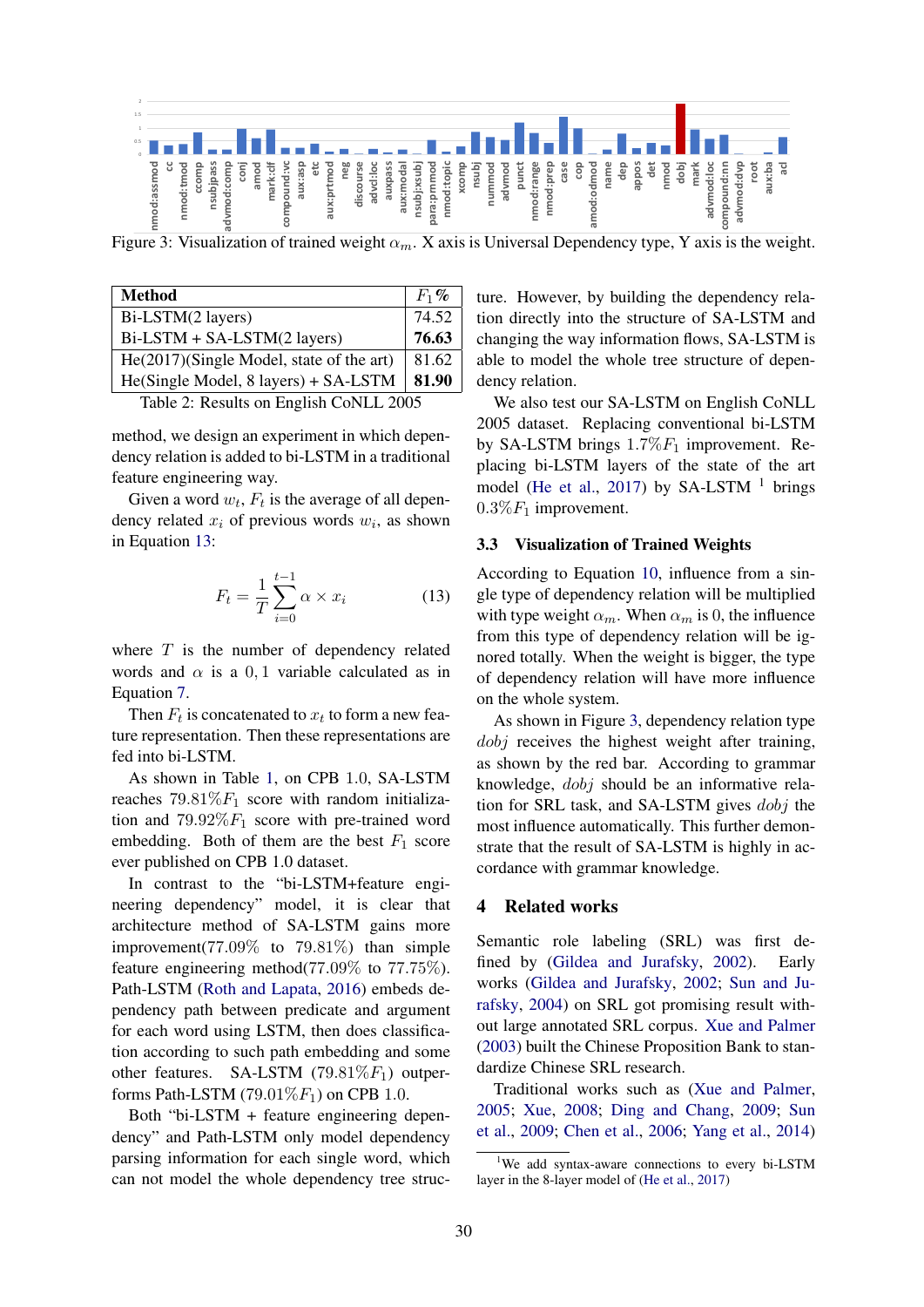Figure 3: Visualization of trained weight $\alpha_m$. X axis is Universal Dependency type, Y axis is the weight.

| Method | $F_1$% |
|---|---|
| Bi-LSTM(2 layers) | 74.52 |
| Bi-LSTM + SA-LSTM(2 layers) | **76.63** |
| He(2017)(Single Model, state of the art) | 81.62 |
| He(Single Model, 8 layers) + SA-LSTM | **81.90** |

Table 2: Results on English CoNLL 2005

method, we design an experiment in which dependency relation is added to bi-LSTM in a traditional feature engineering way.

Given a word $w_t$, $F_t$ is the average of all dependency related $x_i$ of previous words $w_i$, as shown in Equation 13:

$$F_t = \frac{1}{T}\sum_{i=0}^{t-1} \alpha \times x_i \tag{13}$$

where $T$ is the number of dependency related words and $\alpha$ is a $0, 1$ variable calculated as in Equation 7.

Then $F_t$ is concatenated to $x_t$ to form a new feature representation. Then these representations are fed into bi-LSTM.

As shown in Table 1, on CPB 1.0, SA-LSTM reaches $79.81\% F_1$ score with random initialization and $79.92\% F_1$ score with pre-trained word embedding. Both of them are the best $F_1$ score ever published on CPB 1.0 dataset.

In contrast to the "bi-LSTM+feature engineering dependency" model, it is clear that architecture method of SA-LSTM gains more improvement($77.09\%$ to $79.81\%$) than simple feature engineering method($77.09\%$ to $77.75\%$). Path-LSTM (Roth and Lapata, 2016) embeds dependency path between predicate and argument for each word using LSTM, then does classification according to such path embedding and some other features. SA-LSTM ($79.81\% F_1$) outperforms Path-LSTM ($79.01\% F_1$) on CPB 1.0.

Both "bi-LSTM + feature engineering dependency" and Path-LSTM only model dependency parsing information for each single word, which can not model the whole dependency tree structure. However, by building the dependency relation directly into the structure of SA-LSTM and changing the way information flows, SA-LSTM is able to model the whole tree structure of dependency relation.

We also test our SA-LSTM on English CoNLL 2005 dataset. Replacing conventional bi-LSTM by SA-LSTM brings $1.7\% F_1$ improvement. Replacing bi-LSTM layers of the state of the art model (He et al., 2017) by SA-LSTM [1] brings $0.3\% F_1$ improvement.

### 3.3 Visualization of Trained Weights

According to Equation 10, influence from a single type of dependency relation will be multiplied with type weight $\alpha_m$. When $\alpha_m$ is 0, the influence from this type of dependency relation will be ignored totally. When the weight is bigger, the type of dependency relation will have more influence on the whole system.

As shown in Figure 3, dependency relation type *dobj* receives the highest weight after training, as shown by the red bar. According to grammar knowledge, *dobj* should be an informative relation for SRL task, and SA-LSTM gives *dobj* the most influence automatically. This further demonstrate that the result of SA-LSTM is highly in accordance with grammar knowledge.

## 4 Related works

Semantic role labeling (SRL) was first defined by (Gildea and Jurafsky, 2002). Early works (Gildea and Jurafsky, 2002; Sun and Jurafsky, 2004) on SRL got promising result without large annotated SRL corpus. Xue and Palmer (2003) built the Chinese Proposition Bank to standardize Chinese SRL research.

Traditional works such as (Xue and Palmer, 2005; Xue, 2008; Ding and Chang, 2009; Sun et al., 2009; Chen et al., 2006; Yang et al., 2014)

[1] We add syntax-aware connections to every bi-LSTM layer in the 8-layer model of (He et al., 2017)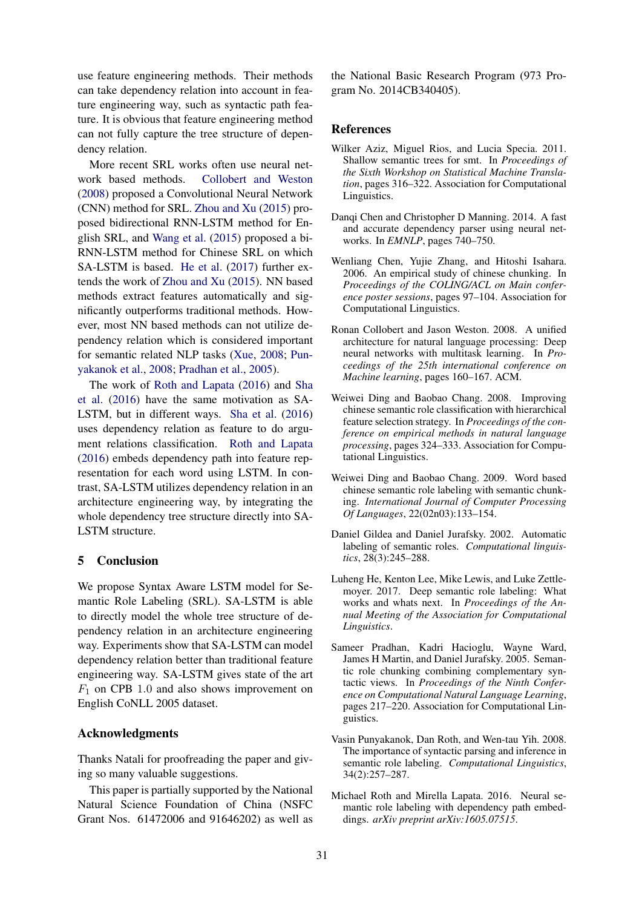use feature engineering methods. Their methods can take dependency relation into account in feature engineering way, such as syntactic path feature. It is obvious that feature engineering method can not fully capture the tree structure of dependency relation.

More recent SRL works often use neural network based methods. Collobert and Weston (2008) proposed a Convolutional Neural Network (CNN) method for SRL. Zhou and Xu (2015) proposed bidirectional RNN-LSTM method for English SRL, and Wang et al. (2015) proposed a bi-RNN-LSTM method for Chinese SRL on which SA-LSTM is based. He et al. (2017) further extends the work of Zhou and Xu (2015). NN based methods extract features automatically and significantly outperforms traditional methods. However, most NN based methods can not utilize dependency relation which is considered important for semantic related NLP tasks (Xue, 2008; Punyakanok et al., 2008; Pradhan et al., 2005).

The work of Roth and Lapata (2016) and Sha et al. (2016) have the same motivation as SA-LSTM, but in different ways. Sha et al. (2016) uses dependency relation as feature to do argument relations classification. Roth and Lapata (2016) embeds dependency path into feature representation for each word using LSTM. In contrast, SA-LSTM utilizes dependency relation in an architecture engineering way, by integrating the whole dependency tree structure directly into SA-LSTM structure.

## 5 Conclusion

We propose Syntax Aware LSTM model for Semantic Role Labeling (SRL). SA-LSTM is able to directly model the whole tree structure of dependency relation in an architecture engineering way. Experiments show that SA-LSTM can model dependency relation better than traditional feature engineering way. SA-LSTM gives state of the art $F_1$ on CPB 1.0 and also shows improvement on English CoNLL 2005 dataset.

## Acknowledgments

Thanks Natali for proofreading the paper and giving so many valuable suggestions.

This paper is partially supported by the National Natural Science Foundation of China (NSFC Grant Nos. 61472006 and 91646202) as well as the National Basic Research Program (973 Program No. 2014CB340405).

## References

Wilker Aziz, Miguel Rios, and Lucia Specia. 2011. Shallow semantic trees for smt. In *Proceedings of the Sixth Workshop on Statistical Machine Translation*, pages 316–322. Association for Computational Linguistics.

Danqi Chen and Christopher D Manning. 2014. A fast and accurate dependency parser using neural networks. In *EMNLP*, pages 740–750.

Wenliang Chen, Yujie Zhang, and Hitoshi Isahara. 2006. An empirical study of chinese chunking. In *Proceedings of the COLING/ACL on Main conference poster sessions*, pages 97–104. Association for Computational Linguistics.

Ronan Collobert and Jason Weston. 2008. A unified architecture for natural language processing: Deep neural networks with multitask learning. In *Proceedings of the 25th international conference on Machine learning*, pages 160–167. ACM.

Weiwei Ding and Baobao Chang. 2008. Improving chinese semantic role classification with hierarchical feature selection strategy. In *Proceedings of the conference on empirical methods in natural language processing*, pages 324–333. Association for Computational Linguistics.

Weiwei Ding and Baobao Chang. 2009. Word based chinese semantic role labeling with semantic chunking. *International Journal of Computer Processing Of Languages*, 22(02n03):133–154.

Daniel Gildea and Daniel Jurafsky. 2002. Automatic labeling of semantic roles. *Computational linguistics*, 28(3):245–288.

Luheng He, Kenton Lee, Mike Lewis, and Luke Zettlemoyer. 2017. Deep semantic role labeling: What works and whats next. In *Proceedings of the Annual Meeting of the Association for Computational Linguistics*.

Sameer Pradhan, Kadri Hacioglu, Wayne Ward, James H Martin, and Daniel Jurafsky. 2005. Semantic role chunking combining complementary syntactic views. In *Proceedings of the Ninth Conference on Computational Natural Language Learning*, pages 217–220. Association for Computational Linguistics.

Vasin Punyakanok, Dan Roth, and Wen-tau Yih. 2008. The importance of syntactic parsing and inference in semantic role labeling. *Computational Linguistics*, 34(2):257–287.

Michael Roth and Mirella Lapata. 2016. Neural semantic role labeling with dependency path embeddings. *arXiv preprint arXiv:1605.07515*.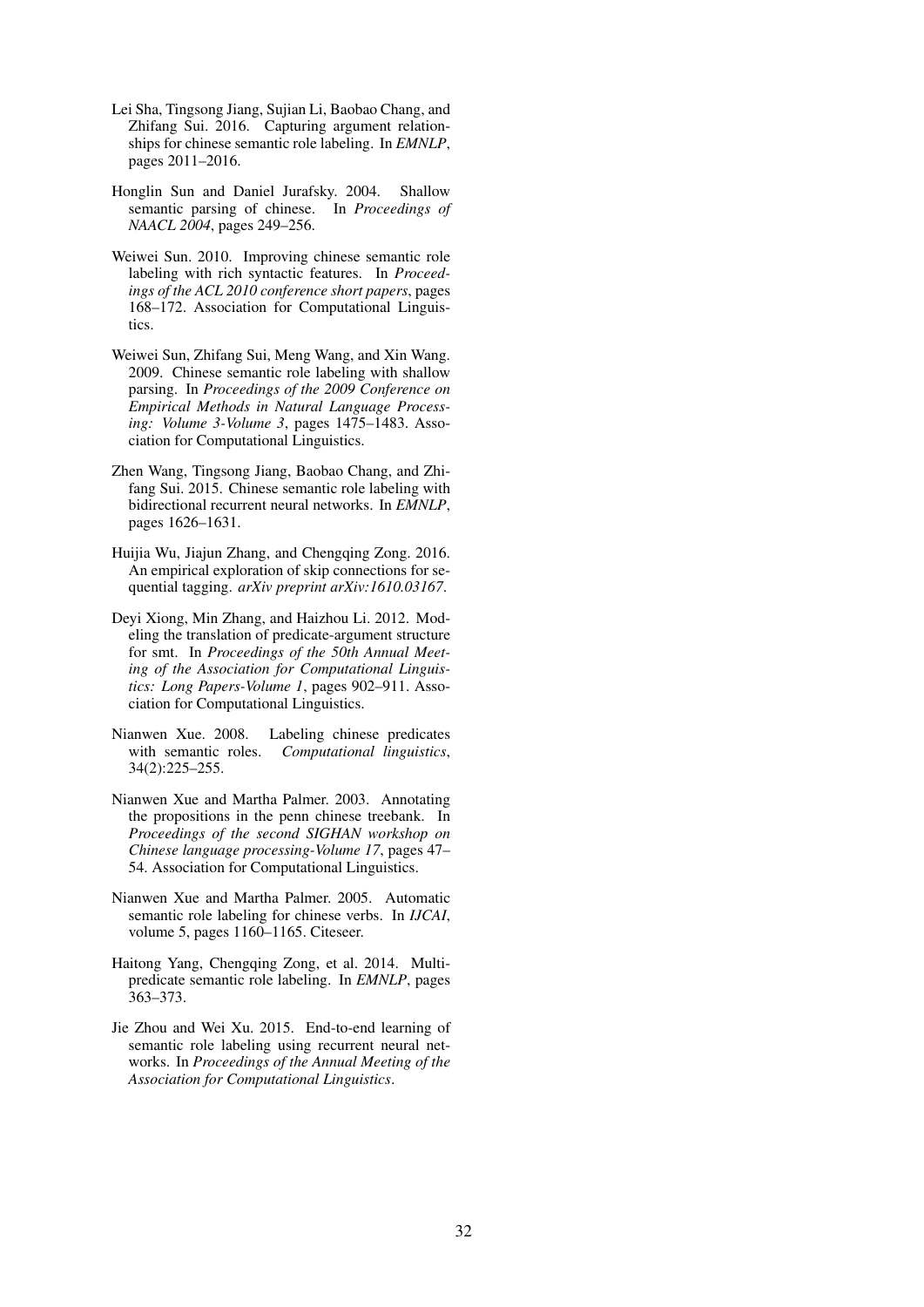Lei Sha, Tingsong Jiang, Sujian Li, Baobao Chang, and Zhifang Sui. 2016. Capturing argument relationships for chinese semantic role labeling. In *EMNLP*, pages 2011–2016.

Honglin Sun and Daniel Jurafsky. 2004. Shallow semantic parsing of chinese. In *Proceedings of NAACL 2004*, pages 249–256.

Weiwei Sun. 2010. Improving chinese semantic role labeling with rich syntactic features. In *Proceedings of the ACL 2010 conference short papers*, pages 168–172. Association for Computational Linguistics.

Weiwei Sun, Zhifang Sui, Meng Wang, and Xin Wang. 2009. Chinese semantic role labeling with shallow parsing. In *Proceedings of the 2009 Conference on Empirical Methods in Natural Language Processing: Volume 3-Volume 3*, pages 1475–1483. Association for Computational Linguistics.

Zhen Wang, Tingsong Jiang, Baobao Chang, and Zhifang Sui. 2015. Chinese semantic role labeling with bidirectional recurrent neural networks. In *EMNLP*, pages 1626–1631.

Huijia Wu, Jiajun Zhang, and Chengqing Zong. 2016. An empirical exploration of skip connections for sequential tagging. *arXiv preprint arXiv:1610.03167*.

Deyi Xiong, Min Zhang, and Haizhou Li. 2012. Modeling the translation of predicate-argument structure for smt. In *Proceedings of the 50th Annual Meeting of the Association for Computational Linguistics: Long Papers-Volume 1*, pages 902–911. Association for Computational Linguistics.

Nianwen Xue. 2008. Labeling chinese predicates with semantic roles. *Computational linguistics*, 34(2):225–255.

Nianwen Xue and Martha Palmer. 2003. Annotating the propositions in the penn chinese treebank. In *Proceedings of the second SIGHAN workshop on Chinese language processing-Volume 17*, pages 47–54. Association for Computational Linguistics.

Nianwen Xue and Martha Palmer. 2005. Automatic semantic role labeling for chinese verbs. In *IJCAI*, volume 5, pages 1160–1165. Citeseer.

Haitong Yang, Chengqing Zong, et al. 2014. Multi-predicate semantic role labeling. In *EMNLP*, pages 363–373.

Jie Zhou and Wei Xu. 2015. End-to-end learning of semantic role labeling using recurrent neural networks. In *Proceedings of the Annual Meeting of the Association for Computational Linguistics*.